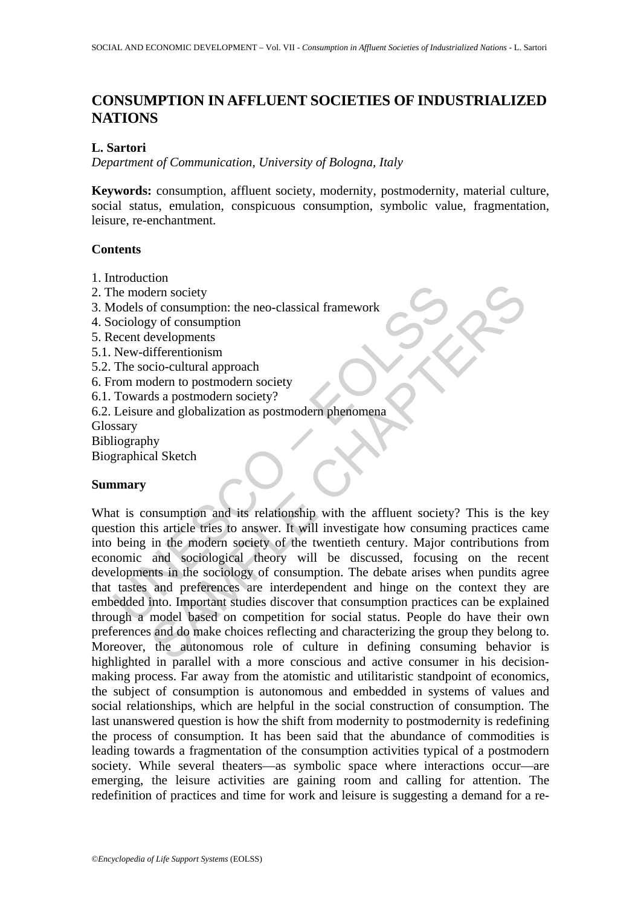# CONSUMPTION IN AFFLUENT SOCIETIES OF INDUSTRIALIZED NATIONS

**L. Sartori**

*Department of Communication, University of Bologna, Italy*

**Keywords:** consumption, affluent society, modernity, postmodernity, material culture, social status, emulation, conspicuous consumption, symbolic value, fragmentation, leisure, re-enchantment.

## Contents

1. Introduction
2. The modern society
3. Models of consumption: the neo-classical framework
4. Sociology of consumption
5. Recent developments
5.1. New-differentionism
5.2. The socio-cultural approach
6. From modern to postmodern society
6.1. Towards a postmodern society?
6.2. Leisure and globalization as postmodern phenomena

Glossary
Bibliography
Biographical Sketch

## Summary

What is consumption and its relationship with the affluent society? This is the key question this article tries to answer. It will investigate how consuming practices came into being in the modern society of the twentieth century. Major contributions from economic and sociological theory will be discussed, focusing on the recent developments in the sociology of consumption. The debate arises when pundits agree that tastes and preferences are interdependent and hinge on the context they are embedded into. Important studies discover that consumption practices can be explained through a model based on competition for social status. People do have their own preferences and do make choices reflecting and characterizing the group they belong to. Moreover, the autonomous role of culture in defining consuming behavior is highlighted in parallel with a more conscious and active consumer in his decision-making process. Far away from the atomistic and utilitaristic standpoint of economics, the subject of consumption is autonomous and embedded in systems of values and social relationships, which are helpful in the social construction of consumption. The last unanswered question is how the shift from modernity to postmodernity is redefining the process of consumption. It has been said that the abundance of commodities is leading towards a fragmentation of the consumption activities typical of a postmodern society. While several theaters—as symbolic space where interactions occur—are emerging, the leisure activities are gaining room and calling for attention. The redefinition of practices and time for work and leisure is suggesting a demand for a re-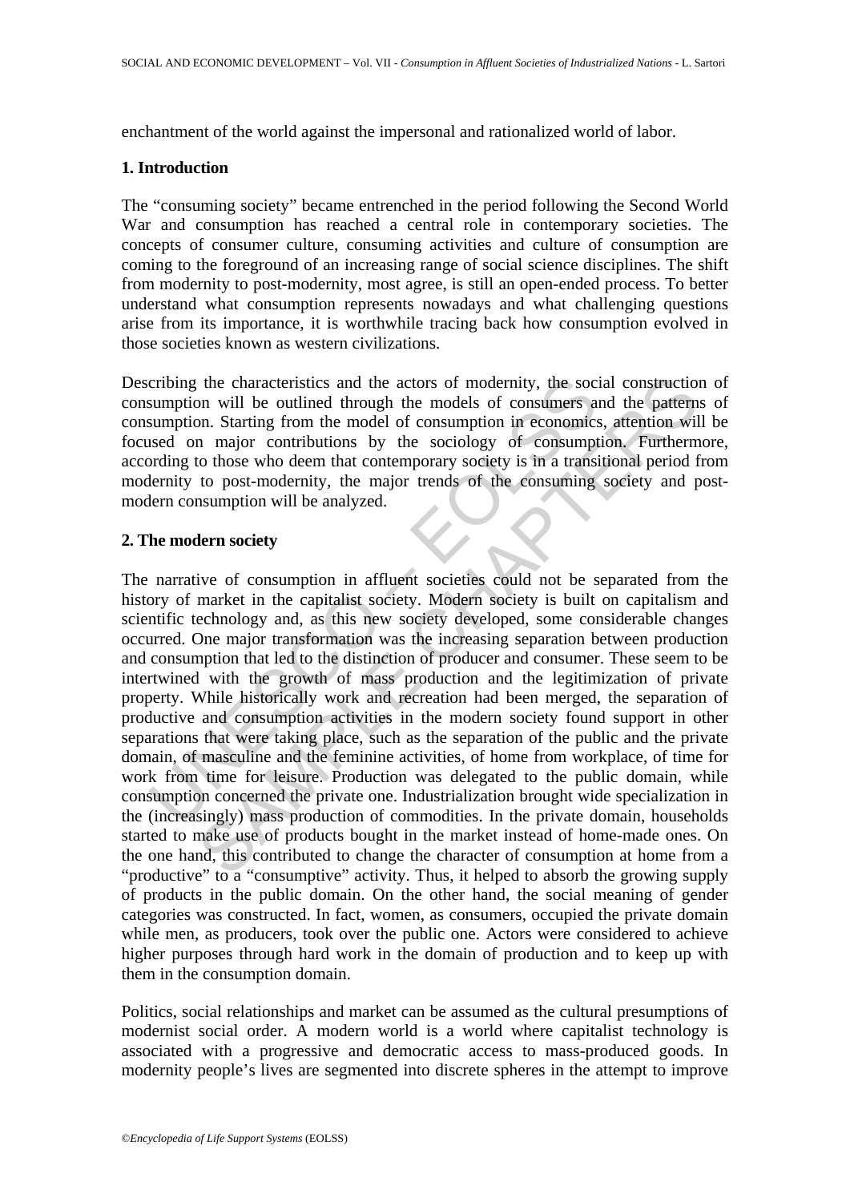enchantment of the world against the impersonal and rationalized world of labor.

## 1. Introduction

The "consuming society" became entrenched in the period following the Second World War and consumption has reached a central role in contemporary societies. The concepts of consumer culture, consuming activities and culture of consumption are coming to the foreground of an increasing range of social science disciplines. The shift from modernity to post-modernity, most agree, is still an open-ended process. To better understand what consumption represents nowadays and what challenging questions arise from its importance, it is worthwhile tracing back how consumption evolved in those societies known as western civilizations.

Describing the characteristics and the actors of modernity, the social construction of consumption will be outlined through the models of consumers and the patterns of consumption. Starting from the model of consumption in economics, attention will be focused on major contributions by the sociology of consumption. Furthermore, according to those who deem that contemporary society is in a transitional period from modernity to post-modernity, the major trends of the consuming society and post-modern consumption will be analyzed.

## 2. The modern society

The narrative of consumption in affluent societies could not be separated from the history of market in the capitalist society. Modern society is built on capitalism and scientific technology and, as this new society developed, some considerable changes occurred. One major transformation was the increasing separation between production and consumption that led to the distinction of producer and consumer. These seem to be intertwined with the growth of mass production and the legitimization of private property. While historically work and recreation had been merged, the separation of productive and consumption activities in the modern society found support in other separations that were taking place, such as the separation of the public and the private domain, of masculine and the feminine activities, of home from workplace, of time for work from time for leisure. Production was delegated to the public domain, while consumption concerned the private one. Industrialization brought wide specialization in the (increasingly) mass production of commodities. In the private domain, households started to make use of products bought in the market instead of home-made ones. On the one hand, this contributed to change the character of consumption at home from a "productive" to a "consumptive" activity. Thus, it helped to absorb the growing supply of products in the public domain. On the other hand, the social meaning of gender categories was constructed. In fact, women, as consumers, occupied the private domain while men, as producers, took over the public one. Actors were considered to achieve higher purposes through hard work in the domain of production and to keep up with them in the consumption domain.

Politics, social relationships and market can be assumed as the cultural presumptions of modernist social order. A modern world is a world where capitalist technology is associated with a progressive and democratic access to mass-produced goods. In modernity people's lives are segmented into discrete spheres in the attempt to improve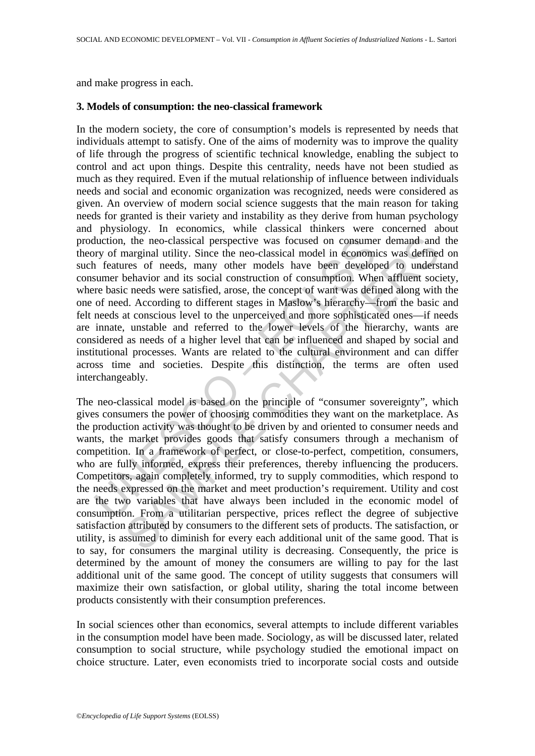and make progress in each.

### 3. Models of consumption: the neo-classical framework

In the modern society, the core of consumption's models is represented by needs that individuals attempt to satisfy. One of the aims of modernity was to improve the quality of life through the progress of scientific technical knowledge, enabling the subject to control and act upon things. Despite this centrality, needs have not been studied as much as they required. Even if the mutual relationship of influence between individuals needs and social and economic organization was recognized, needs were considered as given. An overview of modern social science suggests that the main reason for taking needs for granted is their variety and instability as they derive from human psychology and physiology. In economics, while classical thinkers were concerned about production, the neo-classical perspective was focused on consumer demand and the theory of marginal utility. Since the neo-classical model in economics was defined on such features of needs, many other models have been developed to understand consumer behavior and its social construction of consumption. When affluent society, where basic needs were satisfied, arose, the concept of want was defined along with the one of need. According to different stages in Maslow's hierarchy—from the basic and felt needs at conscious level to the unperceived and more sophisticated ones—if needs are innate, unstable and referred to the lower levels of the hierarchy, wants are considered as needs of a higher level that can be influenced and shaped by social and institutional processes. Wants are related to the cultural environment and can differ across time and societies. Despite this distinction, the terms are often used interchangeably.

The neo-classical model is based on the principle of "consumer sovereignty", which gives consumers the power of choosing commodities they want on the marketplace. As the production activity was thought to be driven by and oriented to consumer needs and wants, the market provides goods that satisfy consumers through a mechanism of competition. In a framework of perfect, or close-to-perfect, competition, consumers, who are fully informed, express their preferences, thereby influencing the producers. Competitors, again completely informed, try to supply commodities, which respond to the needs expressed on the market and meet production's requirement. Utility and cost are the two variables that have always been included in the economic model of consumption. From a utilitarian perspective, prices reflect the degree of subjective satisfaction attributed by consumers to the different sets of products. The satisfaction, or utility, is assumed to diminish for every each additional unit of the same good. That is to say, for consumers the marginal utility is decreasing. Consequently, the price is determined by the amount of money the consumers are willing to pay for the last additional unit of the same good. The concept of utility suggests that consumers will maximize their own satisfaction, or global utility, sharing the total income between products consistently with their consumption preferences.

In social sciences other than economics, several attempts to include different variables in the consumption model have been made. Sociology, as will be discussed later, related consumption to social structure, while psychology studied the emotional impact on choice structure. Later, even economists tried to incorporate social costs and outside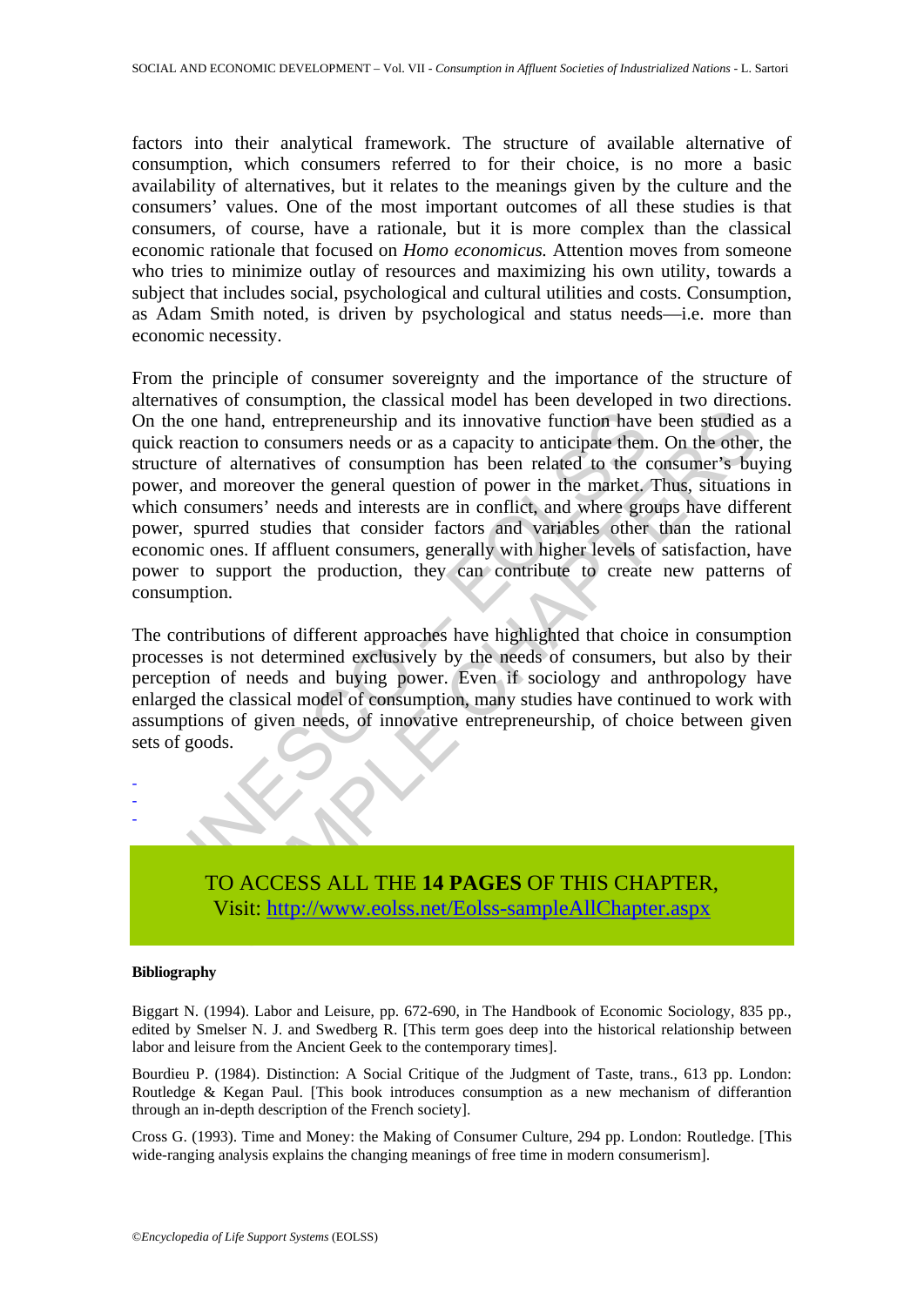factors into their analytical framework. The structure of available alternative of consumption, which consumers referred to for their choice, is no more a basic availability of alternatives, but it relates to the meanings given by the culture and the consumers' values. One of the most important outcomes of all these studies is that consumers, of course, have a rationale, but it is more complex than the classical economic rationale that focused on *Homo economicus.* Attention moves from someone who tries to minimize outlay of resources and maximizing his own utility, towards a subject that includes social, psychological and cultural utilities and costs. Consumption, as Adam Smith noted, is driven by psychological and status needs—i.e. more than economic necessity.

From the principle of consumer sovereignty and the importance of the structure of alternatives of consumption, the classical model has been developed in two directions. On the one hand, entrepreneurship and its innovative function have been studied as a quick reaction to consumers needs or as a capacity to anticipate them. On the other, the structure of alternatives of consumption has been related to the consumer's buying power, and moreover the general question of power in the market. Thus, situations in which consumers' needs and interests are in conflict, and where groups have different power, spurred studies that consider factors and variables other than the rational economic ones. If affluent consumers, generally with higher levels of satisfaction, have power to support the production, they can contribute to create new patterns of consumption.

The contributions of different approaches have highlighted that choice in consumption processes is not determined exclusively by the needs of consumers, but also by their perception of needs and buying power. Even if sociology and anthropology have enlarged the classical model of consumption, many studies have continued to work with assumptions of given needs, of innovative entrepreneurship, of choice between given sets of goods.

-
-
-

TO ACCESS ALL THE **14 PAGES** OF THIS CHAPTER,
Visit: http://www.eolss.net/Eolss-sampleAllChapter.aspx

**Bibliography**

Biggart N. (1994). Labor and Leisure, pp. 672-690, in The Handbook of Economic Sociology, 835 pp., edited by Smelser N. J. and Swedberg R. [This term goes deep into the historical relationship between labor and leisure from the Ancient Geek to the contemporary times].

Bourdieu P. (1984). Distinction: A Social Critique of the Judgment of Taste, trans., 613 pp. London: Routledge & Kegan Paul. [This book introduces consumption as a new mechanism of differantion through an in-depth description of the French society].

Cross G. (1993). Time and Money: the Making of Consumer Culture, 294 pp. London: Routledge. [This wide-ranging analysis explains the changing meanings of free time in modern consumerism].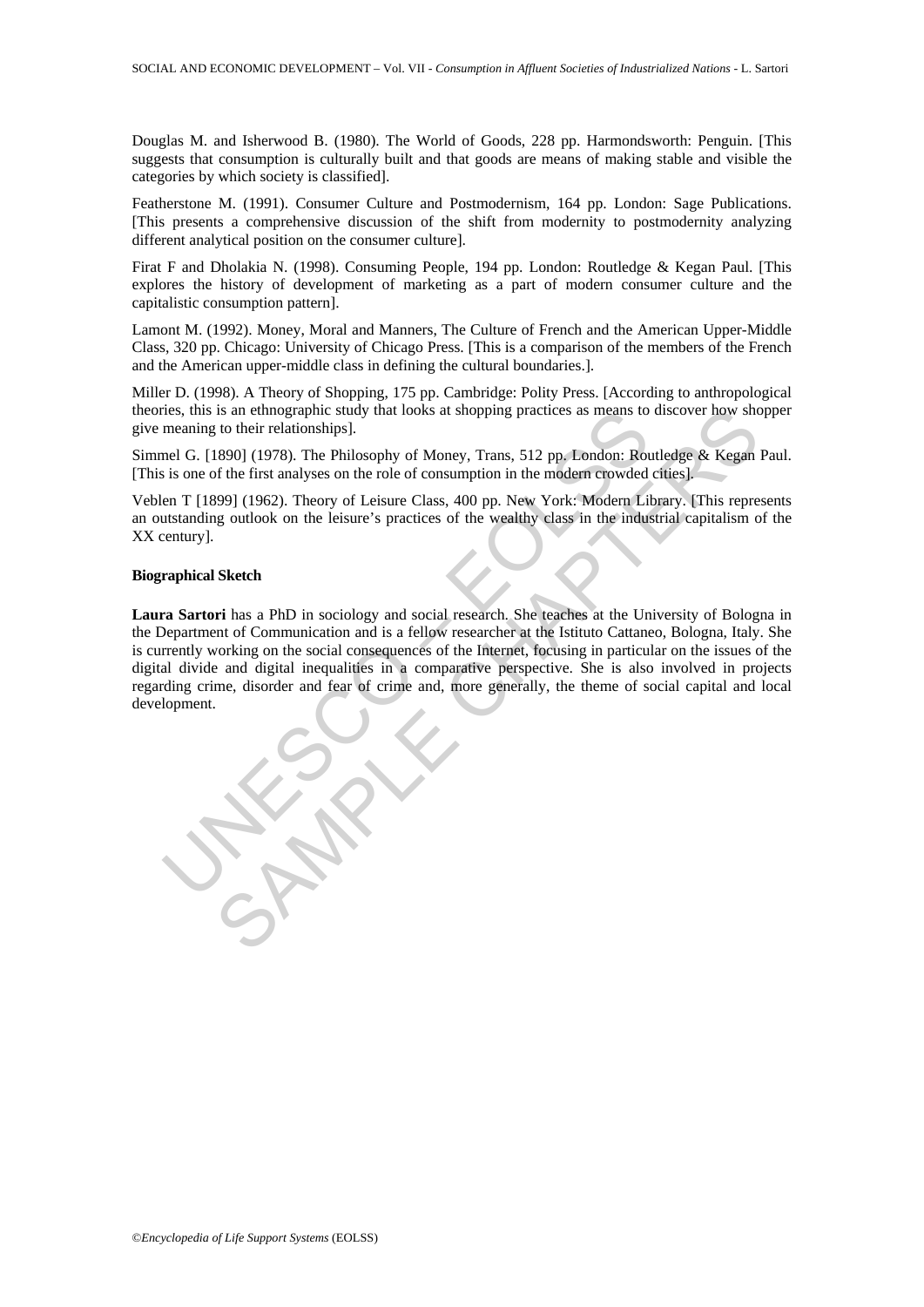Douglas M. and Isherwood B. (1980). The World of Goods, 228 pp. Harmondsworth: Penguin. [This suggests that consumption is culturally built and that goods are means of making stable and visible the categories by which society is classified].

Featherstone M. (1991). Consumer Culture and Postmodernism, 164 pp. London: Sage Publications. [This presents a comprehensive discussion of the shift from modernity to postmodernity analyzing different analytical position on the consumer culture].

Firat F and Dholakia N. (1998). Consuming People, 194 pp. London: Routledge & Kegan Paul. [This explores the history of development of marketing as a part of modern consumer culture and the capitalistic consumption pattern].

Lamont M. (1992). Money, Moral and Manners, The Culture of French and the American Upper-Middle Class, 320 pp. Chicago: University of Chicago Press. [This is a comparison of the members of the French and the American upper-middle class in defining the cultural boundaries.].

Miller D. (1998). A Theory of Shopping, 175 pp. Cambridge: Polity Press. [According to anthropological theories, this is an ethnographic study that looks at shopping practices as means to discover how shopper give meaning to their relationships].

Simmel G. [1890] (1978). The Philosophy of Money, Trans, 512 pp. London: Routledge & Kegan Paul. [This is one of the first analyses on the role of consumption in the modern crowded cities].

Veblen T [1899] (1962). Theory of Leisure Class, 400 pp. New York: Modern Library. [This represents an outstanding outlook on the leisure's practices of the wealthy class in the industrial capitalism of the XX century].

**Biographical Sketch**

**Laura Sartori** has a PhD in sociology and social research. She teaches at the University of Bologna in the Department of Communication and is a fellow researcher at the Istituto Cattaneo, Bologna, Italy. She is currently working on the social consequences of the Internet, focusing in particular on the issues of the digital divide and digital inequalities in a comparative perspective. She is also involved in projects regarding crime, disorder and fear of crime and, more generally, the theme of social capital and local development.